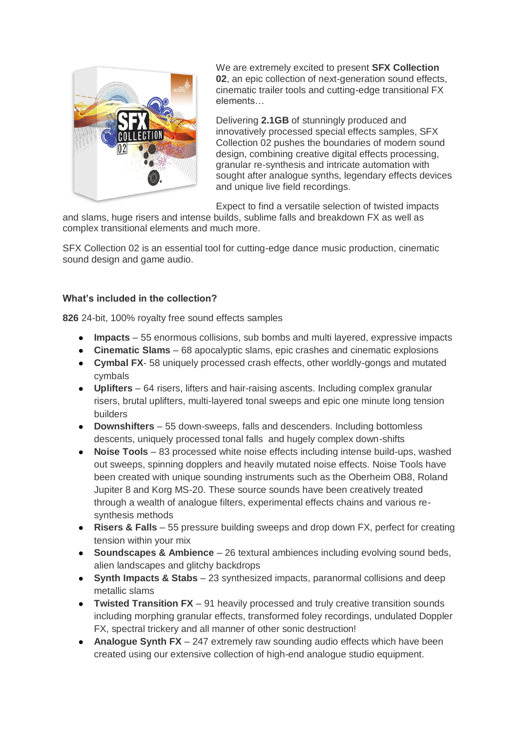We are extremely excited to present **SFX Collection 02**, an epic collection of next-generation sound effects, cinematic trailer tools and cutting-edge transitional FX elements…

Delivering **2.1GB** of stunningly produced and innovatively processed special effects samples, SFX Collection 02 pushes the boundaries of modern sound design, combining creative digital effects processing, granular re-synthesis and intricate automation with sought after analogue synths, legendary effects devices and unique live field recordings.

Expect to find a versatile selection of twisted impacts and slams, huge risers and intense builds, sublime falls and breakdown FX as well as complex transitional elements and much more.

SFX Collection 02 is an essential tool for cutting-edge dance music production, cinematic sound design and game audio.

**What's included in the collection?**

**826** 24-bit, 100% royalty free sound effects samples

- **Impacts** – 55 enormous collisions, sub bombs and multi layered, expressive impacts
- **Cinematic Slams** – 68 apocalyptic slams, epic crashes and cinematic explosions
- **Cymbal FX**- 58 uniquely processed crash effects, other worldly-gongs and mutated cymbals
- **Uplifters** – 64 risers, lifters and hair-raising ascents. Including complex granular risers, brutal uplifters, multi-layered tonal sweeps and epic one minute long tension builders
- **Downshifters** – 55 down-sweeps, falls and descenders. Including bottomless descents, uniquely processed tonal falls and hugely complex down-shifts
- **Noise Tools** – 83 processed white noise effects including intense build-ups, washed out sweeps, spinning dopplers and heavily mutated noise effects. Noise Tools have been created with unique sounding instruments such as the Oberheim OB8, Roland Jupiter 8 and Korg MS-20. These source sounds have been creatively treated through a wealth of analogue filters, experimental effects chains and various re-synthesis methods
- **Risers & Falls** – 55 pressure building sweeps and drop down FX, perfect for creating tension within your mix
- **Soundscapes & Ambience** – 26 textural ambiences including evolving sound beds, alien landscapes and glitchy backdrops
- **Synth Impacts & Stabs** – 23 synthesized impacts, paranormal collisions and deep metallic slams
- **Twisted Transition FX** – 91 heavily processed and truly creative transition sounds including morphing granular effects, transformed foley recordings, undulated Doppler FX, spectral trickery and all manner of other sonic destruction!
- **Analogue Synth FX** – 247 extremely raw sounding audio effects which have been created using our extensive collection of high-end analogue studio equipment.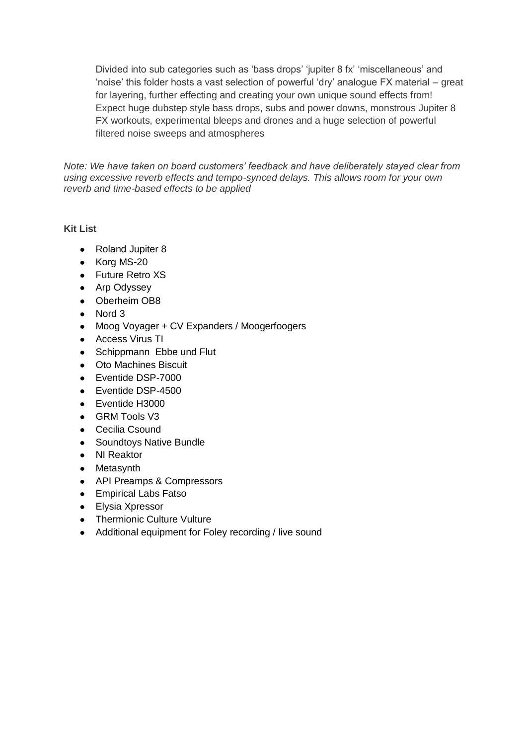Divided into sub categories such as 'bass drops' 'jupiter 8 fx' 'miscellaneous' and 'noise' this folder hosts a vast selection of powerful 'dry' analogue FX material – great for layering, further effecting and creating your own unique sound effects from! Expect huge dubstep style bass drops, subs and power downs, monstrous Jupiter 8 FX workouts, experimental bleeps and drones and a huge selection of powerful filtered noise sweeps and atmospheres

*Note: We have taken on board customers' feedback and have deliberately stayed clear from using excessive reverb effects and tempo-synced delays. This allows room for your own reverb and time-based effects to be applied*

**Kit List**

- Roland Jupiter 8
- Korg MS-20
- Future Retro XS
- Arp Odyssey
- Oberheim OB8
- Nord 3
- Moog Voyager + CV Expanders / Moogerfoogers
- Access Virus TI
- Schippmann Ebbe und Flut
- Oto Machines Biscuit
- Eventide DSP-7000
- Eventide DSP-4500
- Eventide H3000
- GRM Tools V3
- Cecilia Csound
- Soundtoys Native Bundle
- NI Reaktor
- Metasynth
- API Preamps & Compressors
- Empirical Labs Fatso
- Elysia Xpressor
- Thermionic Culture Vulture
- Additional equipment for Foley recording / live sound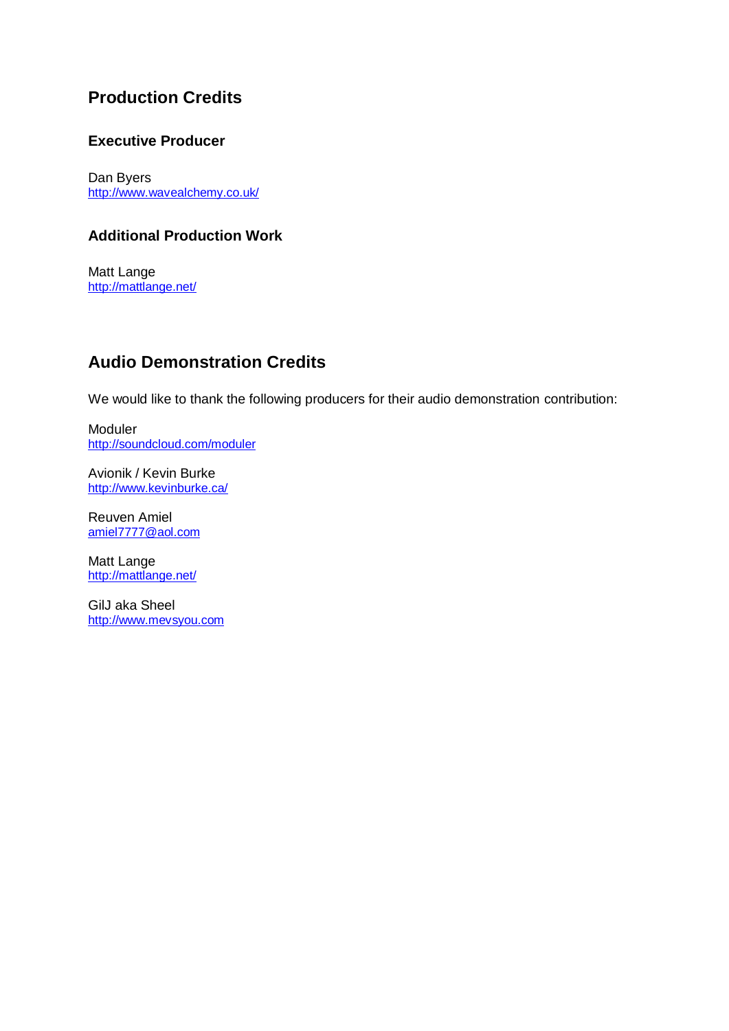## Production Credits

### Executive Producer

Dan Byers
http://www.wavealchemy.co.uk/

### Additional Production Work

Matt Lange
http://mattlange.net/

## Audio Demonstration Credits

We would like to thank the following producers for their audio demonstration contribution:

Moduler
http://soundcloud.com/moduler

Avionik / Kevin Burke
http://www.kevinburke.ca/

Reuven Amiel
amiel7777@aol.com

Matt Lange
http://mattlange.net/

GilJ aka Sheel
http://www.mevsyou.com